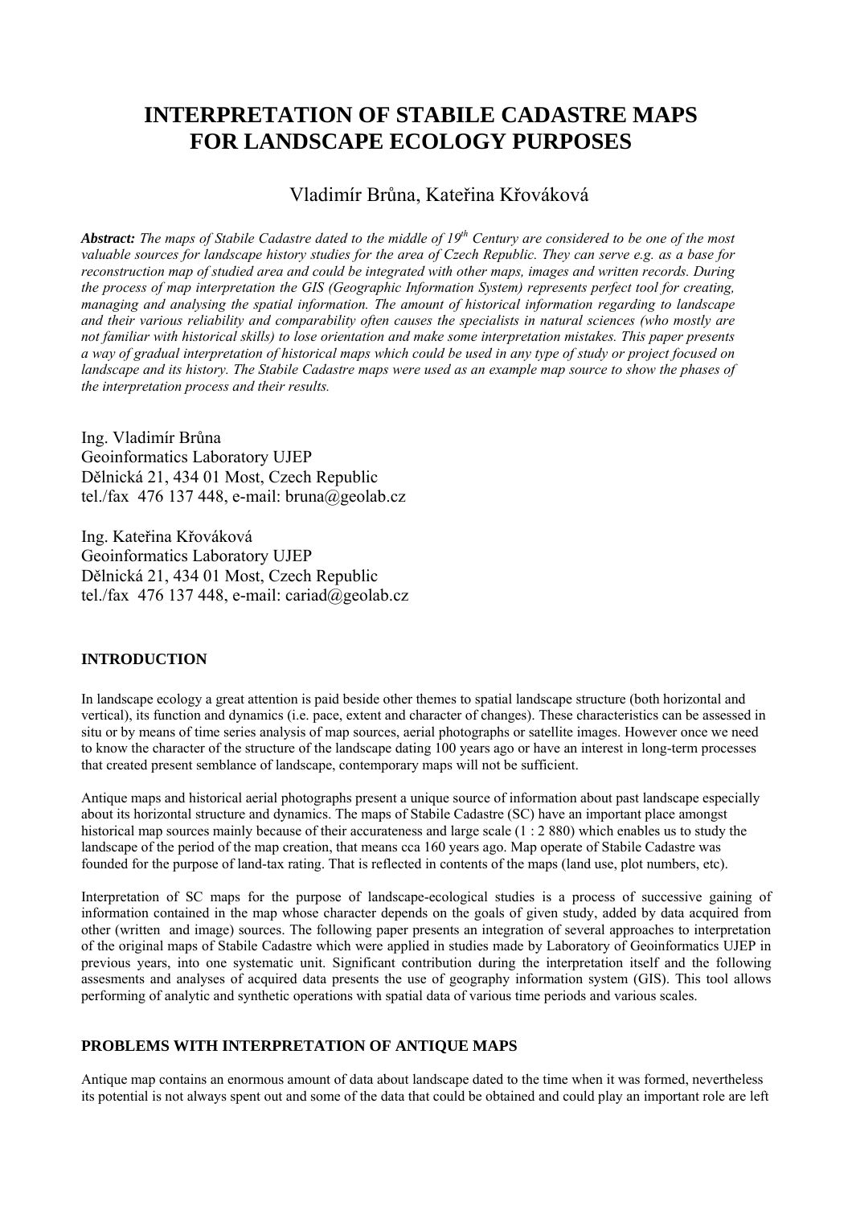# INTERPRETATION OF STABILE CADASTRE MAPS FOR LANDSCAPE ECOLOGY PURPOSES

Vladimír Brůna, Kateřina Křováková

***Abstract:*** *The maps of Stabile Cadastre dated to the middle of 19th Century are considered to be one of the most valuable sources for landscape history studies for the area of Czech Republic. They can serve e.g. as a base for reconstruction map of studied area and could be integrated with other maps, images and written records. During the process of map interpretation the GIS (Geographic Information System) represents perfect tool for creating, managing and analysing the spatial information. The amount of historical information regarding to landscape and their various reliability and comparability often causes the specialists in natural sciences (who mostly are not familiar with historical skills) to lose orientation and make some interpretation mistakes. This paper presents a way of gradual interpretation of historical maps which could be used in any type of study or project focused on landscape and its history. The Stabile Cadastre maps were used as an example map source to show the phases of the interpretation process and their results.*

Ing. Vladimír Brůna
Geoinformatics Laboratory UJEP
Dělnická 21, 434 01 Most, Czech Republic
tel./fax 476 137 448, e-mail: bruna@geolab.cz

Ing. Kateřina Křováková
Geoinformatics Laboratory UJEP
Dělnická 21, 434 01 Most, Czech Republic
tel./fax 476 137 448, e-mail: cariad@geolab.cz

## INTRODUCTION

In landscape ecology a great attention is paid beside other themes to spatial landscape structure (both horizontal and vertical), its function and dynamics (i.e. pace, extent and character of changes). These characteristics can be assessed in situ or by means of time series analysis of map sources, aerial photographs or satellite images. However once we need to know the character of the structure of the landscape dating 100 years ago or have an interest in long-term processes that created present semblance of landscape, contemporary maps will not be sufficient.

Antique maps and historical aerial photographs present a unique source of information about past landscape especially about its horizontal structure and dynamics. The maps of Stabile Cadastre (SC) have an important place amongst historical map sources mainly because of their accurateness and large scale (1 : 2 880) which enables us to study the landscape of the period of the map creation, that means cca 160 years ago. Map operate of Stabile Cadastre was founded for the purpose of land-tax rating. That is reflected in contents of the maps (land use, plot numbers, etc).

Interpretation of SC maps for the purpose of landscape-ecological studies is a process of successive gaining of information contained in the map whose character depends on the goals of given study, added by data acquired from other (written and image) sources. The following paper presents an integration of several approaches to interpretation of the original maps of Stabile Cadastre which were applied in studies made by Laboratory of Geoinformatics UJEP in previous years, into one systematic unit. Significant contribution during the interpretation itself and the following assesments and analyses of acquired data presents the use of geography information system (GIS). This tool allows performing of analytic and synthetic operations with spatial data of various time periods and various scales.

## PROBLEMS WITH INTERPRETATION OF ANTIQUE MAPS

Antique map contains an enormous amount of data about landscape dated to the time when it was formed, nevertheless its potential is not always spent out and some of the data that could be obtained and could play an important role are left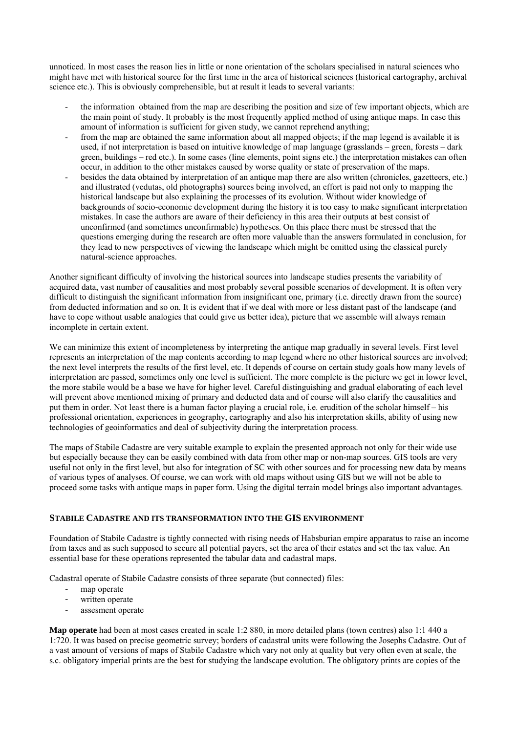unnoticed. In most cases the reason lies in little or none orientation of the scholars specialised in natural sciences who might have met with historical source for the first time in the area of historical sciences (historical cartography, archival science etc.). This is obviously comprehensible, but at result it leads to several variants:

- the information obtained from the map are describing the position and size of few important objects, which are the main point of study. It probably is the most frequently applied method of using antique maps. In case this amount of information is sufficient for given study, we cannot reprehend anything;
- from the map are obtained the same information about all mapped objects; if the map legend is available it is used, if not interpretation is based on intuitive knowledge of map language (grasslands – green, forests – dark green, buildings – red etc.). In some cases (line elements, point signs etc.) the interpretation mistakes can often occur, in addition to the other mistakes caused by worse quality or state of preservation of the maps.
- besides the data obtained by interpretation of an antique map there are also written (chronicles, gazetteers, etc.) and illustrated (vedutas, old photographs) sources being involved, an effort is paid not only to mapping the historical landscape but also explaining the processes of its evolution. Without wider knowledge of backgrounds of socio-economic development during the history it is too easy to make significant interpretation mistakes. In case the authors are aware of their deficiency in this area their outputs at best consist of unconfirmed (and sometimes unconfirmable) hypotheses. On this place there must be stressed that the questions emerging during the research are often more valuable than the answers formulated in conclusion, for they lead to new perspectives of viewing the landscape which might be omitted using the classical purely natural-science approaches.

Another significant difficulty of involving the historical sources into landscape studies presents the variability of acquired data, vast number of causalities and most probably several possible scenarios of development. It is often very difficult to distinguish the significant information from insignificant one, primary (i.e. directly drawn from the source) from deducted information and so on. It is evident that if we deal with more or less distant past of the landscape (and have to cope without usable analogies that could give us better idea), picture that we assemble will always remain incomplete in certain extent.

We can minimize this extent of incompleteness by interpreting the antique map gradually in several levels. First level represents an interpretation of the map contents according to map legend where no other historical sources are involved; the next level interprets the results of the first level, etc. It depends of course on certain study goals how many levels of interpretation are passed, sometimes only one level is sufficient. The more complete is the picture we get in lower level, the more stabile would be a base we have for higher level. Careful distinguishing and gradual elaborating of each level will prevent above mentioned mixing of primary and deducted data and of course will also clarify the causalities and put them in order. Not least there is a human factor playing a crucial role, i.e. erudition of the scholar himself – his professional orientation, experiences in geography, cartography and also his interpretation skills, ability of using new technologies of geoinformatics and deal of subjectivity during the interpretation process.

The maps of Stabile Cadastre are very suitable example to explain the presented approach not only for their wide use but especially because they can be easily combined with data from other map or non-map sources. GIS tools are very useful not only in the first level, but also for integration of SC with other sources and for processing new data by means of various types of analyses. Of course, we can work with old maps without using GIS but we will not be able to proceed some tasks with antique maps in paper form. Using the digital terrain model brings also important advantages.

## STABILE CADASTRE AND ITS TRANSFORMATION INTO THE GIS ENVIRONMENT

Foundation of Stabile Cadastre is tightly connected with rising needs of Habsburian empire apparatus to raise an income from taxes and as such supposed to secure all potential payers, set the area of their estates and set the tax value. An essential base for these operations represented the tabular data and cadastral maps.

Cadastral operate of Stabile Cadastre consists of three separate (but connected) files:

- map operate
- written operate
- assesment operate

**Map operate** had been at most cases created in scale 1:2 880, in more detailed plans (town centres) also 1:1 440 a 1:720. It was based on precise geometric survey; borders of cadastral units were following the Josephs Cadastre. Out of a vast amount of versions of maps of Stabile Cadastre which vary not only at quality but very often even at scale, the s.c. obligatory imperial prints are the best for studying the landscape evolution. The obligatory prints are copies of the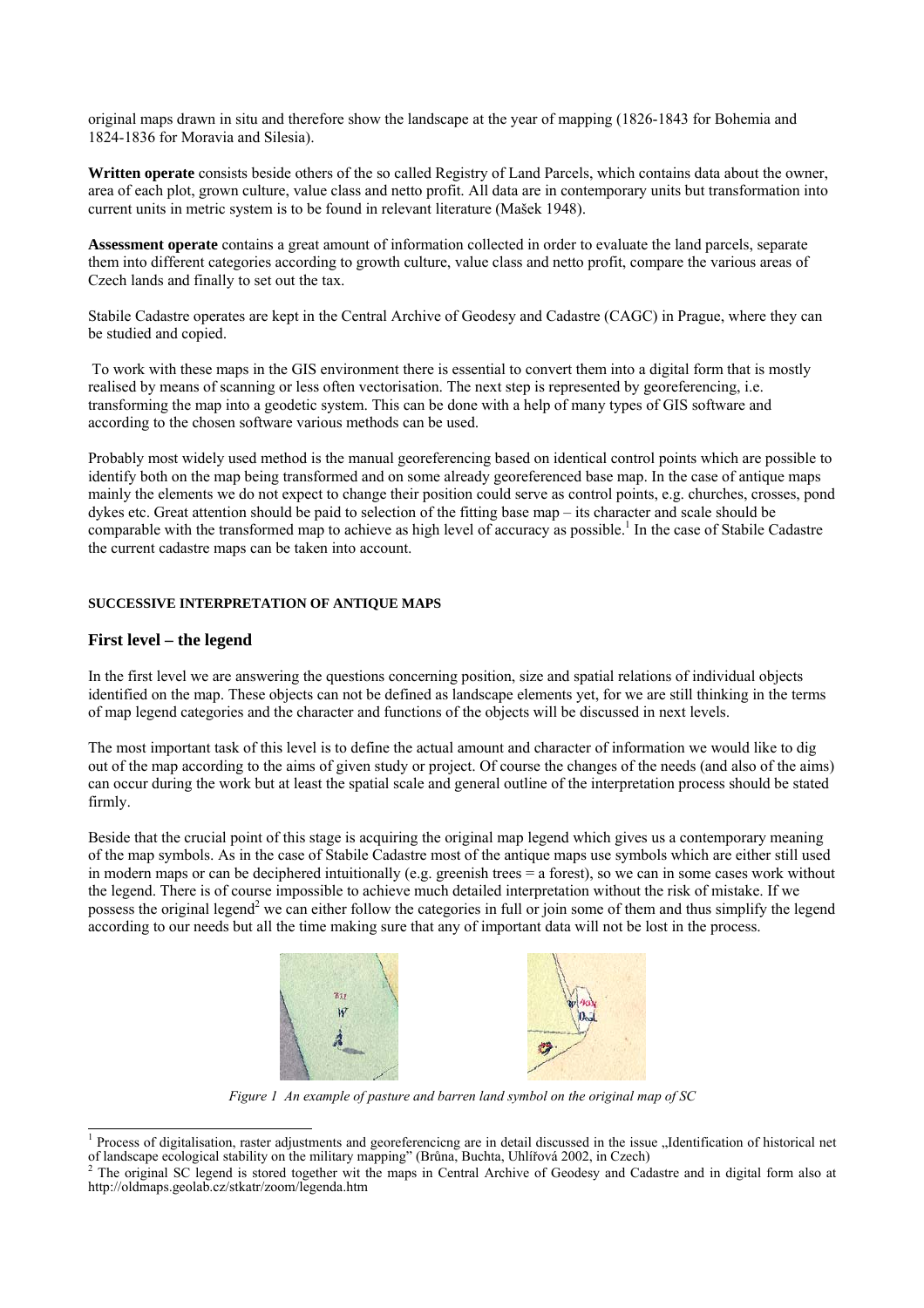original maps drawn in situ and therefore show the landscape at the year of mapping (1826-1843 for Bohemia and 1824-1836 for Moravia and Silesia).

**Written operate** consists beside others of the so called Registry of Land Parcels, which contains data about the owner, area of each plot, grown culture, value class and netto profit. All data are in contemporary units but transformation into current units in metric system is to be found in relevant literature (Mašek 1948).

**Assessment operate** contains a great amount of information collected in order to evaluate the land parcels, separate them into different categories according to growth culture, value class and netto profit, compare the various areas of Czech lands and finally to set out the tax.

Stabile Cadastre operates are kept in the Central Archive of Geodesy and Cadastre (CAGC) in Prague, where they can be studied and copied.

To work with these maps in the GIS environment there is essential to convert them into a digital form that is mostly realised by means of scanning or less often vectorisation. The next step is represented by georeferencing, i.e. transforming the map into a geodetic system. This can be done with a help of many types of GIS software and according to the chosen software various methods can be used.

Probably most widely used method is the manual georeferencing based on identical control points which are possible to identify both on the map being transformed and on some already georeferenced base map. In the case of antique maps mainly the elements we do not expect to change their position could serve as control points, e.g. churches, crosses, pond dykes etc. Great attention should be paid to selection of the fitting base map – its character and scale should be comparable with the transformed map to achieve as high level of accuracy as possible.[1] In the case of Stabile Cadastre the current cadastre maps can be taken into account.

#### SUCCESSIVE INTERPRETATION OF ANTIQUE MAPS

## First level – the legend

In the first level we are answering the questions concerning position, size and spatial relations of individual objects identified on the map. These objects can not be defined as landscape elements yet, for we are still thinking in the terms of map legend categories and the character and functions of the objects will be discussed in next levels.

The most important task of this level is to define the actual amount and character of information we would like to dig out of the map according to the aims of given study or project. Of course the changes of the needs (and also of the aims) can occur during the work but at least the spatial scale and general outline of the interpretation process should be stated firmly.

Beside that the crucial point of this stage is acquiring the original map legend which gives us a contemporary meaning of the map symbols. As in the case of Stabile Cadastre most of the antique maps use symbols which are either still used in modern maps or can be deciphered intuitionally (e.g. greenish trees = a forest), so we can in some cases work without the legend. There is of course impossible to achieve much detailed interpretation without the risk of mistake. If we possess the original legend[2] we can either follow the categories in full or join some of them and thus simplify the legend according to our needs but all the time making sure that any of important data will not be lost in the process.

*Figure 1 An example of pasture and barren land symbol on the original map of SC*

[1] Process of digitalisation, raster adjustments and georeferencicng are in detail discussed in the issue „Identification of historical net of landscape ecological stability on the military mapping" (Brůna, Buchta, Uhlířová 2002, in Czech)

[2] The original SC legend is stored together wit the maps in Central Archive of Geodesy and Cadastre and in digital form also at http://oldmaps.geolab.cz/stkatr/zoom/legenda.htm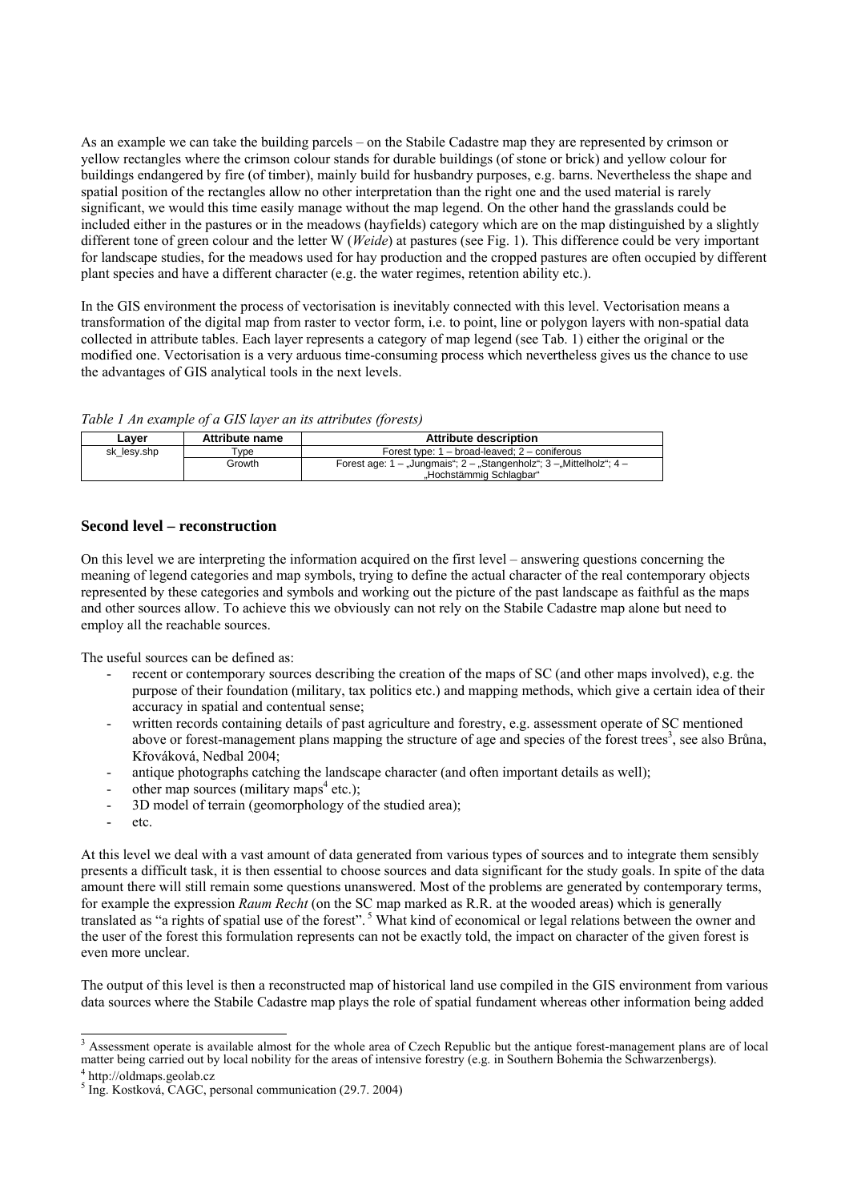As an example we can take the building parcels – on the Stabile Cadastre map they are represented by crimson or yellow rectangles where the crimson colour stands for durable buildings (of stone or brick) and yellow colour for buildings endangered by fire (of timber), mainly build for husbandry purposes, e.g. barns. Nevertheless the shape and spatial position of the rectangles allow no other interpretation than the right one and the used material is rarely significant, we would this time easily manage without the map legend. On the other hand the grasslands could be included either in the pastures or in the meadows (hayfields) category which are on the map distinguished by a slightly different tone of green colour and the letter W (*Weide*) at pastures (see Fig. 1). This difference could be very important for landscape studies, for the meadows used for hay production and the cropped pastures are often occupied by different plant species and have a different character (e.g. the water regimes, retention ability etc.).

In the GIS environment the process of vectorisation is inevitably connected with this level. Vectorisation means a transformation of the digital map from raster to vector form, i.e. to point, line or polygon layers with non-spatial data collected in attribute tables. Each layer represents a category of map legend (see Tab. 1) either the original or the modified one. Vectorisation is a very arduous time-consuming process which nevertheless gives us the chance to use the advantages of GIS analytical tools in the next levels.

*Table 1 An example of a GIS layer an its attributes (forests)*

| Layer | Attribute name | Attribute description |
|---|---|---|
| sk_lesy.shp | Type | Forest type: 1 – broad-leaved; 2 – coniferous |
| | Growth | Forest age: 1 – „Jungmais“; 2 – „Stangenholz“; 3 –„Mittelholz“; 4 – „Hochstämmig Schlagbar“ |

## Second level – reconstruction

On this level we are interpreting the information acquired on the first level – answering questions concerning the meaning of legend categories and map symbols, trying to define the actual character of the real contemporary objects represented by these categories and symbols and working out the picture of the past landscape as faithful as the maps and other sources allow. To achieve this we obviously can not rely on the Stabile Cadastre map alone but need to employ all the reachable sources.

The useful sources can be defined as:

- recent or contemporary sources describing the creation of the maps of SC (and other maps involved), e.g. the purpose of their foundation (military, tax politics etc.) and mapping methods, which give a certain idea of their accuracy in spatial and contentual sense;
- written records containing details of past agriculture and forestry, e.g. assessment operate of SC mentioned above or forest-management plans mapping the structure of age and species of the forest trees[3], see also Brůna, Křováková, Nedbal 2004;
- antique photographs catching the landscape character (and often important details as well);
- other map sources (military maps[4] etc.);
- 3D model of terrain (geomorphology of the studied area);
- etc.

At this level we deal with a vast amount of data generated from various types of sources and to integrate them sensibly presents a difficult task, it is then essential to choose sources and data significant for the study goals. In spite of the data amount there will still remain some questions unanswered. Most of the problems are generated by contemporary terms, for example the expression *Raum Recht* (on the SC map marked as R.R. at the wooded areas) which is generally translated as “a rights of spatial use of the forest”.[5] What kind of economical or legal relations between the owner and the user of the forest this formulation represents can not be exactly told, the impact on character of the given forest is even more unclear.

The output of this level is then a reconstructed map of historical land use compiled in the GIS environment from various data sources where the Stabile Cadastre map plays the role of spatial fundament whereas other information being added

[3] Assessment operate is available almost for the whole area of Czech Republic but the antique forest-management plans are of local matter being carried out by local nobility for the areas of intensive forestry (e.g. in Southern Bohemia the Schwarzenbergs).

[4] http://oldmaps.geolab.cz

[5] Ing. Kostková, CAGC, personal communication (29.7. 2004)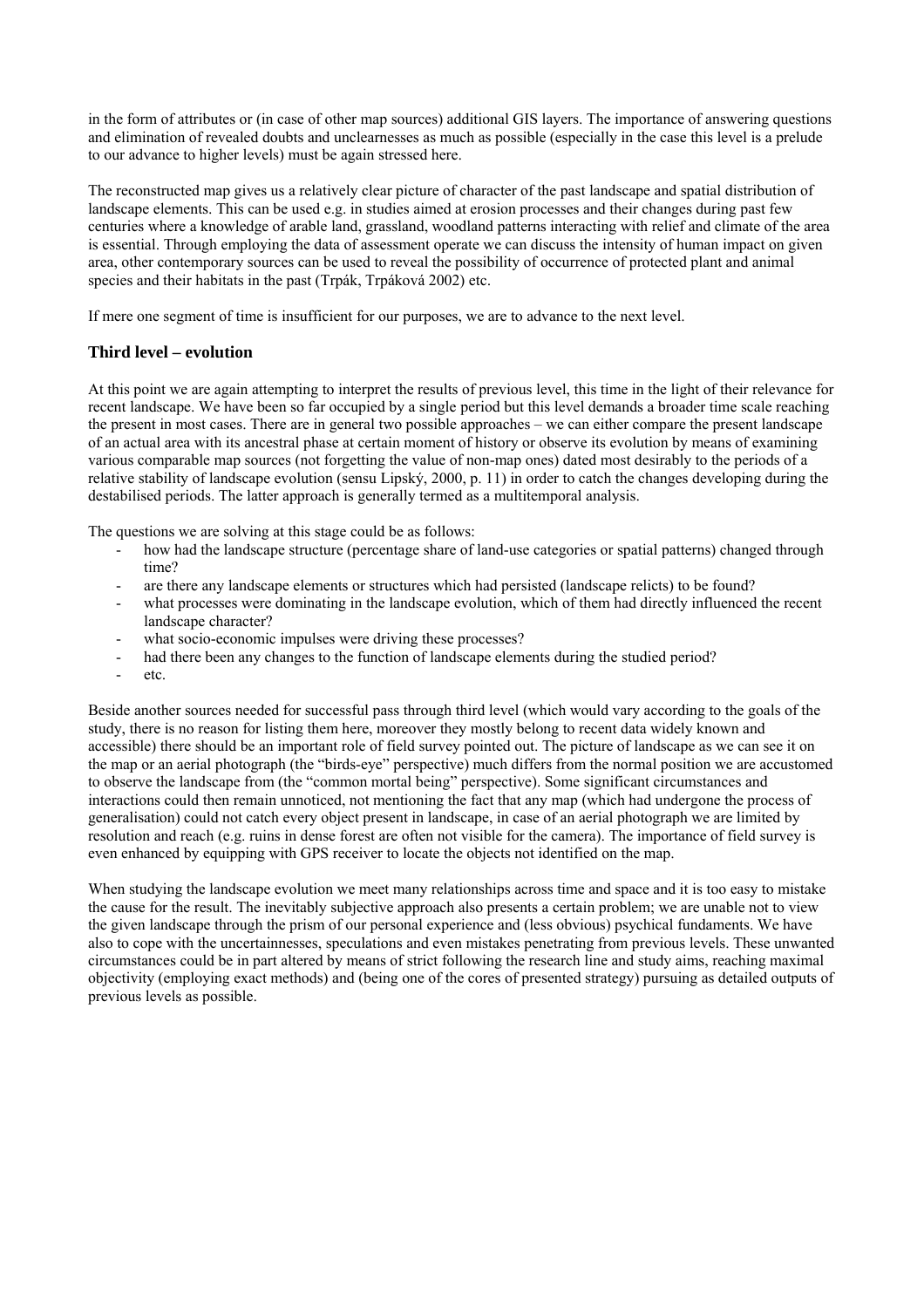in the form of attributes or (in case of other map sources) additional GIS layers. The importance of answering questions and elimination of revealed doubts and unclearnesses as much as possible (especially in the case this level is a prelude to our advance to higher levels) must be again stressed here.

The reconstructed map gives us a relatively clear picture of character of the past landscape and spatial distribution of landscape elements. This can be used e.g. in studies aimed at erosion processes and their changes during past few centuries where a knowledge of arable land, grassland, woodland patterns interacting with relief and climate of the area is essential. Through employing the data of assessment operate we can discuss the intensity of human impact on given area, other contemporary sources can be used to reveal the possibility of occurrence of protected plant and animal species and their habitats in the past (Trpák, Trpáková 2002) etc.

If mere one segment of time is insufficient for our purposes, we are to advance to the next level.

### Third level – evolution

At this point we are again attempting to interpret the results of previous level, this time in the light of their relevance for recent landscape. We have been so far occupied by a single period but this level demands a broader time scale reaching the present in most cases. There are in general two possible approaches – we can either compare the present landscape of an actual area with its ancestral phase at certain moment of history or observe its evolution by means of examining various comparable map sources (not forgetting the value of non-map ones) dated most desirably to the periods of a relative stability of landscape evolution (sensu Lipský, 2000, p. 11) in order to catch the changes developing during the destabilised periods. The latter approach is generally termed as a multitemporal analysis.

The questions we are solving at this stage could be as follows:

- how had the landscape structure (percentage share of land-use categories or spatial patterns) changed through time?
- are there any landscape elements or structures which had persisted (landscape relicts) to be found?
- what processes were dominating in the landscape evolution, which of them had directly influenced the recent landscape character?
- what socio-economic impulses were driving these processes?
- had there been any changes to the function of landscape elements during the studied period?
- etc.

Beside another sources needed for successful pass through third level (which would vary according to the goals of the study, there is no reason for listing them here, moreover they mostly belong to recent data widely known and accessible) there should be an important role of field survey pointed out. The picture of landscape as we can see it on the map or an aerial photograph (the "birds-eye" perspective) much differs from the normal position we are accustomed to observe the landscape from (the "common mortal being" perspective). Some significant circumstances and interactions could then remain unnoticed, not mentioning the fact that any map (which had undergone the process of generalisation) could not catch every object present in landscape, in case of an aerial photograph we are limited by resolution and reach (e.g. ruins in dense forest are often not visible for the camera). The importance of field survey is even enhanced by equipping with GPS receiver to locate the objects not identified on the map.

When studying the landscape evolution we meet many relationships across time and space and it is too easy to mistake the cause for the result. The inevitably subjective approach also presents a certain problem; we are unable not to view the given landscape through the prism of our personal experience and (less obvious) psychical fundaments. We have also to cope with the uncertainnesses, speculations and even mistakes penetrating from previous levels. These unwanted circumstances could be in part altered by means of strict following the research line and study aims, reaching maximal objectivity (employing exact methods) and (being one of the cores of presented strategy) pursuing as detailed outputs of previous levels as possible.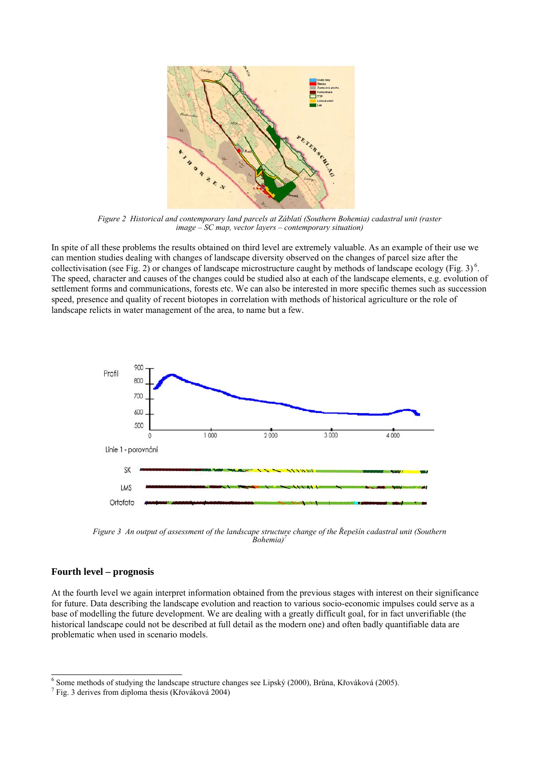*Figure 2 Historical and contemporary land parcels at Záblatí (Southern Bohemia) cadastral unit (raster image – SC map, vector layers – contemporary situation)*

In spite of all these problems the results obtained on third level are extremely valuable. As an example of their use we can mention studies dealing with changes of landscape diversity observed on the changes of parcel size after the collectivisation (see Fig. 2) or changes of landscape microstructure caught by methods of landscape ecology (Fig. 3) [6]. The speed, character and causes of the changes could be studied also at each of the landscape elements, e.g. evolution of settlement forms and communications, forests etc. We can also be interested in more specific themes such as succession speed, presence and quality of recent biotopes in correlation with methods of historical agriculture or the role of landscape relicts in water management of the area, to name but a few.

*Figure 3 An output of assessment of the landscape structure change of the Řepešín cadastral unit (Southern Bohemia)* [7]

## Fourth level – prognosis

At the fourth level we again interpret information obtained from the previous stages with interest on their significance for future. Data describing the landscape evolution and reaction to various socio-economic impulses could serve as a base of modelling the future development. We are dealing with a greatly difficult goal, for in fact unverifiable (the historical landscape could not be described at full detail as the modern one) and often badly quantifiable data are problematic when used in scenario models.

---

[6] Some methods of studying the landscape structure changes see Lipský (2000), Brůna, Křováková (2005).

[7] Fig. 3 derives from diploma thesis (Křováková 2004)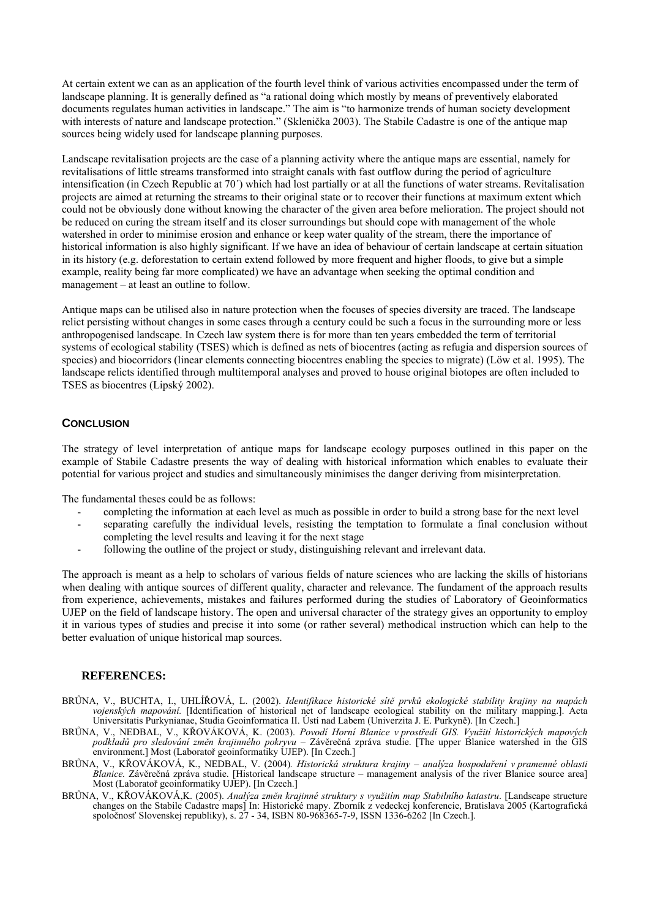At certain extent we can as an application of the fourth level think of various activities encompassed under the term of landscape planning. It is generally defined as "a rational doing which mostly by means of preventively elaborated documents regulates human activities in landscape." The aim is "to harmonize trends of human society development with interests of nature and landscape protection." (Sklenička 2003). The Stabile Cadastre is one of the antique map sources being widely used for landscape planning purposes.

Landscape revitalisation projects are the case of a planning activity where the antique maps are essential, namely for revitalisations of little streams transformed into straight canals with fast outflow during the period of agriculture intensification (in Czech Republic at 70´) which had lost partially or at all the functions of water streams. Revitalisation projects are aimed at returning the streams to their original state or to recover their functions at maximum extent which could not be obviously done without knowing the character of the given area before melioration. The project should not be reduced on curing the stream itself and its closer surroundings but should cope with management of the whole watershed in order to minimise erosion and enhance or keep water quality of the stream, there the importance of historical information is also highly significant. If we have an idea of behaviour of certain landscape at certain situation in its history (e.g. deforestation to certain extend followed by more frequent and higher floods, to give but a simple example, reality being far more complicated) we have an advantage when seeking the optimal condition and management – at least an outline to follow.

Antique maps can be utilised also in nature protection when the focuses of species diversity are traced. The landscape relict persisting without changes in some cases through a century could be such a focus in the surrounding more or less anthropogenised landscape. In Czech law system there is for more than ten years embedded the term of territorial systems of ecological stability (TSES) which is defined as nets of biocentres (acting as refugia and dispersion sources of species) and biocorridors (linear elements connecting biocentres enabling the species to migrate) (Löw et al. 1995). The landscape relicts identified through multitemporal analyses and proved to house original biotopes are often included to TSES as biocentres (Lipský 2002).

## CONCLUSION

The strategy of level interpretation of antique maps for landscape ecology purposes outlined in this paper on the example of Stabile Cadastre presents the way of dealing with historical information which enables to evaluate their potential for various project and studies and simultaneously minimises the danger deriving from misinterpretation.

The fundamental theses could be as follows:

- completing the information at each level as much as possible in order to build a strong base for the next level
- separating carefully the individual levels, resisting the temptation to formulate a final conclusion without completing the level results and leaving it for the next stage
- following the outline of the project or study, distinguishing relevant and irrelevant data.

The approach is meant as a help to scholars of various fields of nature sciences who are lacking the skills of historians when dealing with antique sources of different quality, character and relevance. The fundament of the approach results from experience, achievements, mistakes and failures performed during the studies of Laboratory of Geoinformatics UJEP on the field of landscape history. The open and universal character of the strategy gives an opportunity to employ it in various types of studies and precise it into some (or rather several) methodical instruction which can help to the better evaluation of unique historical map sources.

## REFERENCES:

BRŮNA, V., BUCHTA, I., UHLÍŘOVÁ, L. (2002). *Identifikace historické sítě prvků ekologické stability krajiny na mapách vojenských mapování.* [Identification of historical net of landscape ecological stability on the military mapping.]. Acta Universitatis Purkynianae, Studia Geoinformatica II. Ústí nad Labem (Univerzita J. E. Purkyně). [In Czech.]

BRŮNA, V., NEDBAL, V., KŘOVÁKOVÁ, K. (2003). *Povodí Horní Blanice v prostředí GIS. Využití historických mapových podkladů pro sledování změn krajinného pokryvu* – Závěrečná zpráva studie. [The upper Blanice watershed in the GIS environment.] Most (Laboratoř geoinformatiky UJEP). [In Czech.]

BRŮNA, V., KŘOVÁKOVÁ, K., NEDBAL, V. (2004). *Historická struktura krajiny – analýza hospodaření v pramenné oblasti Blanice.* Závěrečná zpráva studie. [Historical landscape structure – management analysis of the river Blanice source area] Most (Laboratoř geoinformatiky UJEP). [In Czech.]

BRŮNA, V., KŘOVÁKOVÁ,K. (2005). *Analýza změn krajinné struktury s využitím map Stabilního katastru*. [Landscape structure changes on the Stabile Cadastre maps] In: Historické mapy. Zborník z vedeckej konferencie, Bratislava 2005 (Kartografická spoločnosť Slovenskej republiky), s. 27 - 34, ISBN 80-968365-7-9, ISSN 1336-6262 [In Czech.].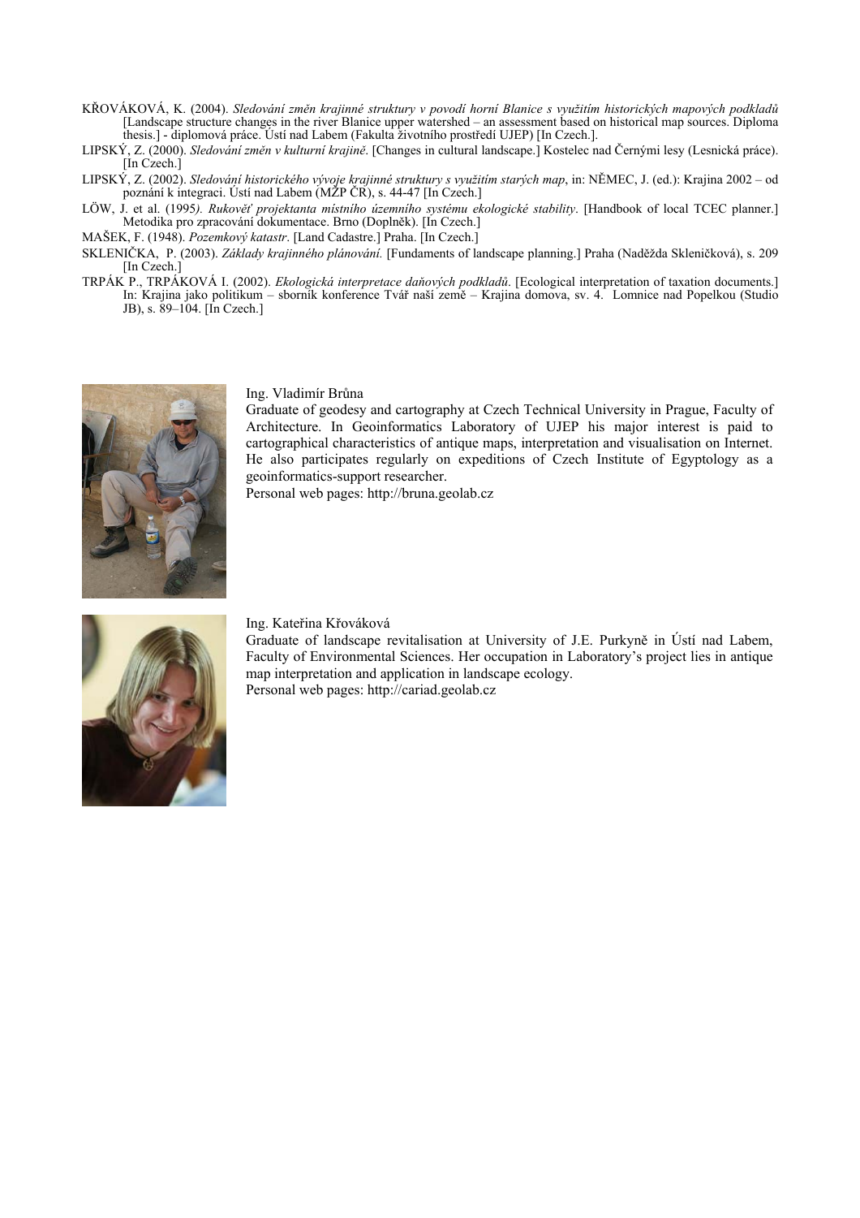KŘOVÁKOVÁ, K. (2004). *Sledování změn krajinné struktury v povodí horní Blanice s využitím historických mapových podkladů* [Landscape structure changes in the river Blanice upper watershed – an assessment based on historical map sources. Diploma thesis.] - diplomová práce. Ústí nad Labem (Fakulta životního prostředí UJEP) [In Czech.].

LIPSKÝ, Z. (2000). *Sledování změn v kulturní krajině*. [Changes in cultural landscape.] Kostelec nad Černými lesy (Lesnická práce). [In Czech.]

LIPSKÝ, Z. (2002). *Sledování historického vývoje krajinné struktury s využitím starých map*, in: NĚMEC, J. (ed.): Krajina 2002 – od poznání k integraci. Ústí nad Labem (MŽP ČR), s. 44-47 [In Czech.]

LÖW, J. et al. (1995*). Rukověť projektanta místního územního systému ekologické stability*. [Handbook of local TCEC planner.] Metodika pro zpracování dokumentace. Brno (Doplněk). [In Czech.]

MAŠEK, F. (1948). *Pozemkový katastr*. [Land Cadastre.] Praha. [In Czech.]

SKLENIČKA, P. (2003). *Základy krajinného plánování.* [Fundaments of landscape planning.] Praha (Naděžda Skleničková), s. 209 [In Czech.]

TRPÁK P., TRPÁKOVÁ I. (2002). *Ekologická interpretace daňových podkladů*. [Ecological interpretation of taxation documents.] In: Krajina jako politikum – sborník konference Tvář naší země – Krajina domova, sv. 4. Lomnice nad Popelkou (Studio JB), s. 89–104. [In Czech.]

Ing. Vladimír Brůna

Graduate of geodesy and cartography at Czech Technical University in Prague, Faculty of Architecture. In Geoinformatics Laboratory of UJEP his major interest is paid to cartographical characteristics of antique maps, interpretation and visualisation on Internet. He also participates regularly on expeditions of Czech Institute of Egyptology as a geoinformatics-support researcher.

Personal web pages: http://bruna.geolab.cz

Ing. Kateřina Křováková

Graduate of landscape revitalisation at University of J.E. Purkyně in Ústí nad Labem, Faculty of Environmental Sciences. Her occupation in Laboratory's project lies in antique map interpretation and application in landscape ecology.

Personal web pages: http://cariad.geolab.cz